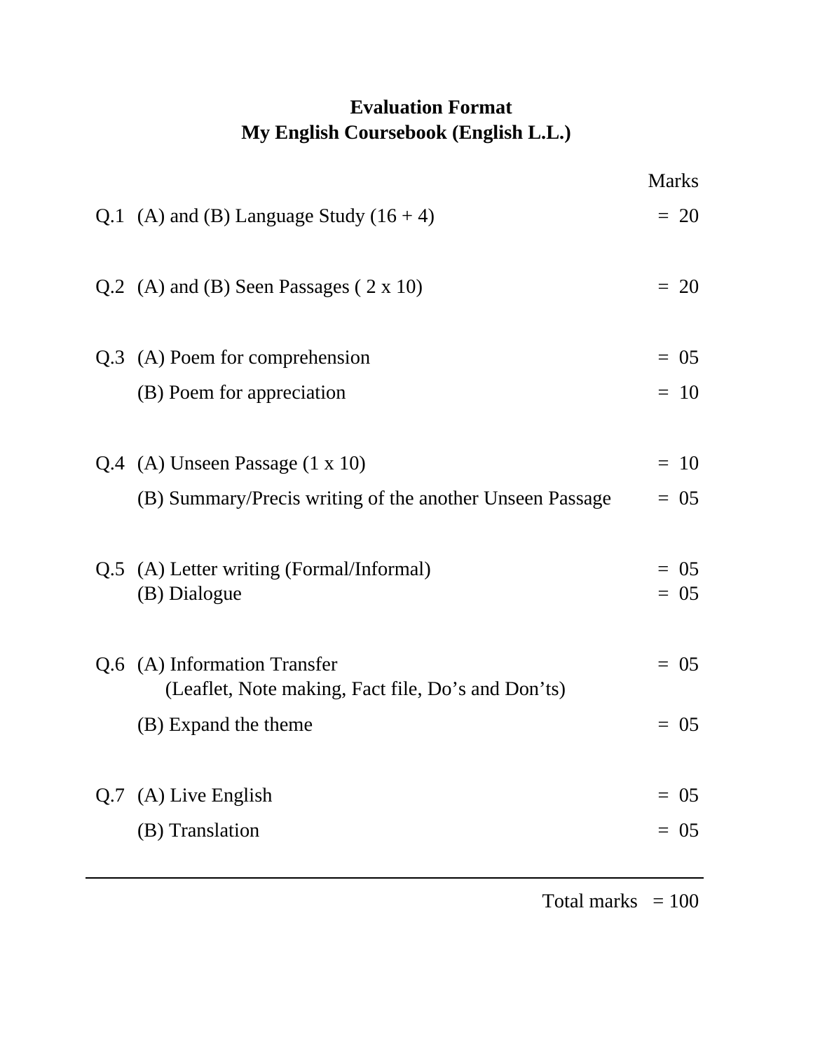# Evaluation Format

## My English Coursebook (English L.L.)

| | | Marks |
|---|---|---|
| Q.1 | (A) and (B) Language Study (16 + 4) | = 20 |
| Q.2 | (A) and (B) Seen Passages ( 2 x 10) | = 20 |
| Q.3 | (A) Poem for comprehension | = 05 |
| | (B) Poem for appreciation | = 10 |
| Q.4 | (A) Unseen Passage (1 x 10) | = 10 |
| | (B) Summary/Precis writing of the another Unseen Passage | = 05 |
| Q.5 | (A) Letter writing (Formal/Informal) | = 05 |
| | (B) Dialogue | = 05 |
| Q.6 | (A) Information Transfer (Leaflet, Note making, Fact file, Do's and Don'ts) | = 05 |
| | (B) Expand the theme | = 05 |
| Q.7 | (A) Live English | = 05 |
| | (B) Translation | = 05 |
| | Total marks | = 100 |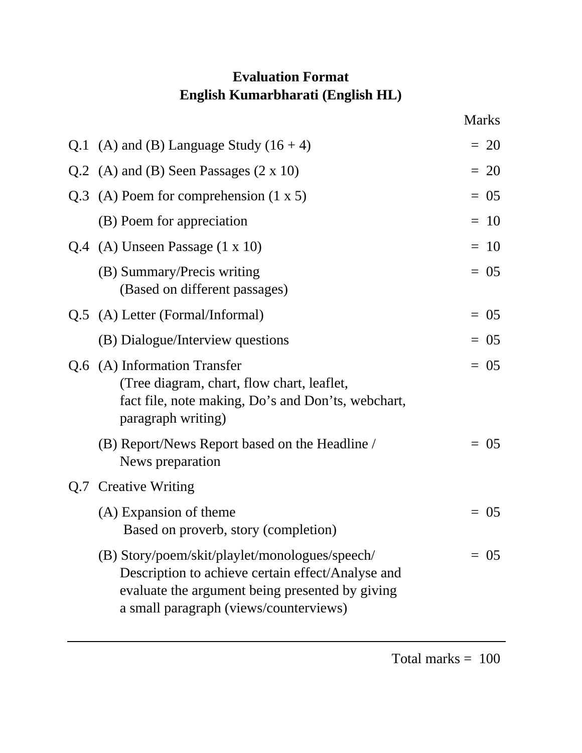# Evaluation Format

## English Kumarbharati (English HL)

| | | | Marks |
|---|---|---|---|
| Q.1 | (A) and (B) Language Study (16 + 4) | | = 20 |
| Q.2 | (A) and (B) Seen Passages (2 x 10) | | = 20 |
| Q.3 | (A) Poem for comprehension (1 x 5) | | = 05 |
| | (B) Poem for appreciation | | = 10 |
| Q.4 | (A) Unseen Passage (1 x 10) | | = 10 |
| | (B) Summary/Precis writing (Based on different passages) | | = 05 |
| Q.5 | (A) Letter (Formal/Informal) | | = 05 |
| | (B) Dialogue/Interview questions | | = 05 |
| Q.6 | (A) Information Transfer (Tree diagram, chart, flow chart, leaflet, fact file, note making, Do's and Don'ts, webchart, paragraph writing) | | = 05 |
| | (B) Report/News Report based on the Headline / News preparation | | = 05 |
| Q.7 | Creative Writing | | |
| | (A) Expansion of theme Based on proverb, story (completion) | | = 05 |
| | (B) Story/poem/skit/playlet/monologues/speech/ Description to achieve certain effect/Analyse and evaluate the argument being presented by giving a small paragraph (views/counterviews) | | = 05 |
| | | Total marks = | 100 |